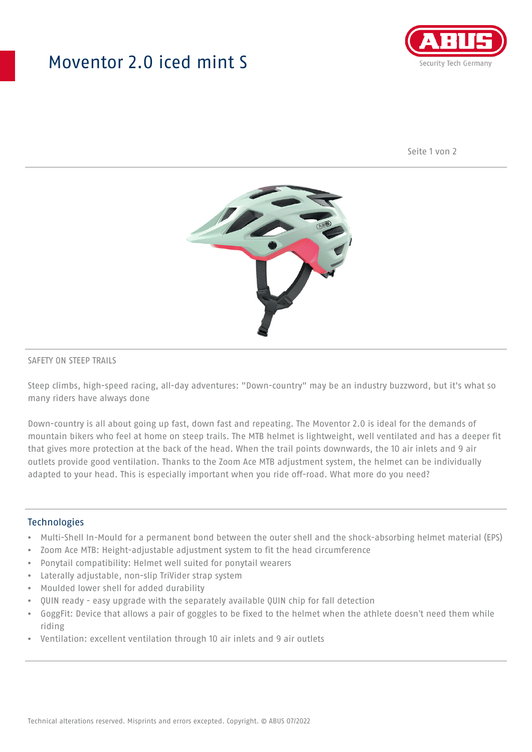# Moventor 2.0 iced mint S

SAFETY ON STEEP TRAILS

Steep climbs, high-speed racing, all-day adventures: "Down-country" may be an industry buzzword, but it's what so many riders have always done

Down-country is all about going up fast, down fast and repeating. The Moventor 2.0 is ideal for the demands of mountain bikers who feel at home on steep trails. The MTB helmet is lightweight, well ventilated and has a deeper fit that gives more protection at the back of the head. When the trail points downwards, the 10 air inlets and 9 air outlets provide good ventilation. Thanks to the Zoom Ace MTB adjustment system, the helmet can be individually adapted to your head. This is especially important when you ride off-road. What more do you need?

## Technologies

- Multi-Shell In-Mould for a permanent bond between the outer shell and the shock-absorbing helmet material (EPS)
- Zoom Ace MTB: Height-adjustable adjustment system to fit the head circumference
- Ponytail compatibility: Helmet well suited for ponytail wearers
- Laterally adjustable, non-slip TriVider strap system
- Moulded lower shell for added durability
- QUIN ready - easy upgrade with the separately available QUIN chip for fall detection
- GoggFit: Device that allows a pair of goggles to be fixed to the helmet when the athlete doesn't need them while riding
- Ventilation: excellent ventilation through 10 air inlets and 9 air outlets

Technical alterations reserved. Misprints and errors excepted. Copyright. © ABUS 07/2022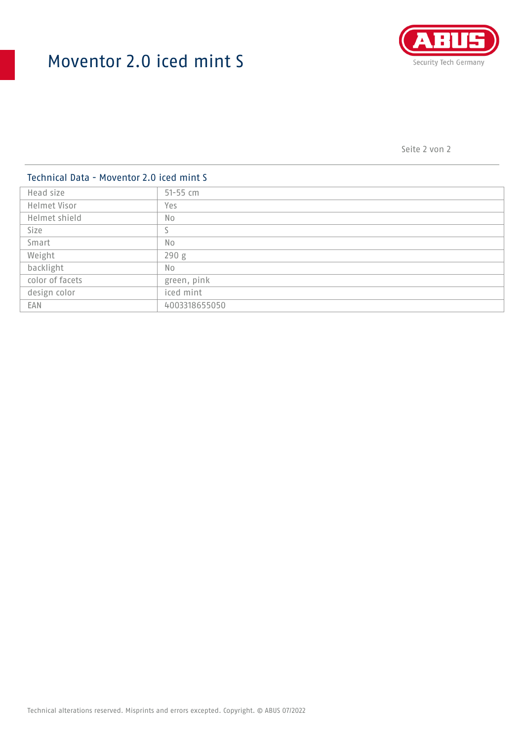# Moventor 2.0 iced mint S

## Technical Data - Moventor 2.0 iced mint S

| | |
|---|---|
| Head size | 51-55 cm |
| Helmet Visor | Yes |
| Helmet shield | No |
| Size | S |
| Smart | No |
| Weight | 290 g |
| backlight | No |
| color of facets | green, pink |
| design color | iced mint |
| EAN | 4003318655050 |

Technical alterations reserved. Misprints and errors excepted. Copyright. © ABUS 07/2022